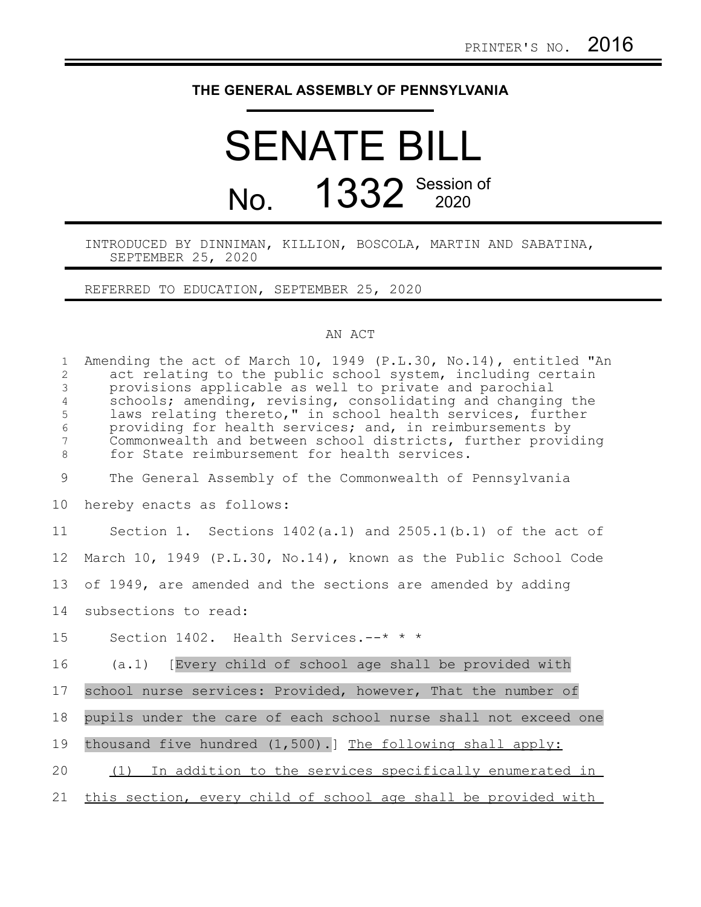PRINTER'S NO. 2016

# THE GENERAL ASSEMBLY OF PENNSYLVANIA

# SENATE BILL

## No. 1332 Session of 2020

INTRODUCED BY DINNIMAN, KILLION, BOSCOLA, MARTIN AND SABATINA, SEPTEMBER 25, 2020

REFERRED TO EDUCATION, SEPTEMBER 25, 2020

AN ACT

Amending the act of March 10, 1949 (P.L.30, No.14), entitled "An act relating to the public school system, including certain provisions applicable as well to private and parochial schools; amending, revising, consolidating and changing the laws relating thereto," in school health services, further providing for health services; and, in reimbursements by Commonwealth and between school districts, further providing for State reimbursement for health services.

The General Assembly of the Commonwealth of Pennsylvania hereby enacts as follows:

Section 1. Sections 1402(a.1) and 2505.1(b.1) of the act of March 10, 1949 (P.L.30, No.14), known as the Public School Code of 1949, are amended and the sections are amended by adding subsections to read:

Section 1402. Health Services.--* * *

(a.1) [Every child of school age shall be provided with school nurse services: Provided, however, That the number of pupils under the care of each school nurse shall not exceed one thousand five hundred (1,500).] The following shall apply:

(1) In addition to the services specifically enumerated in this section, every child of school age shall be provided with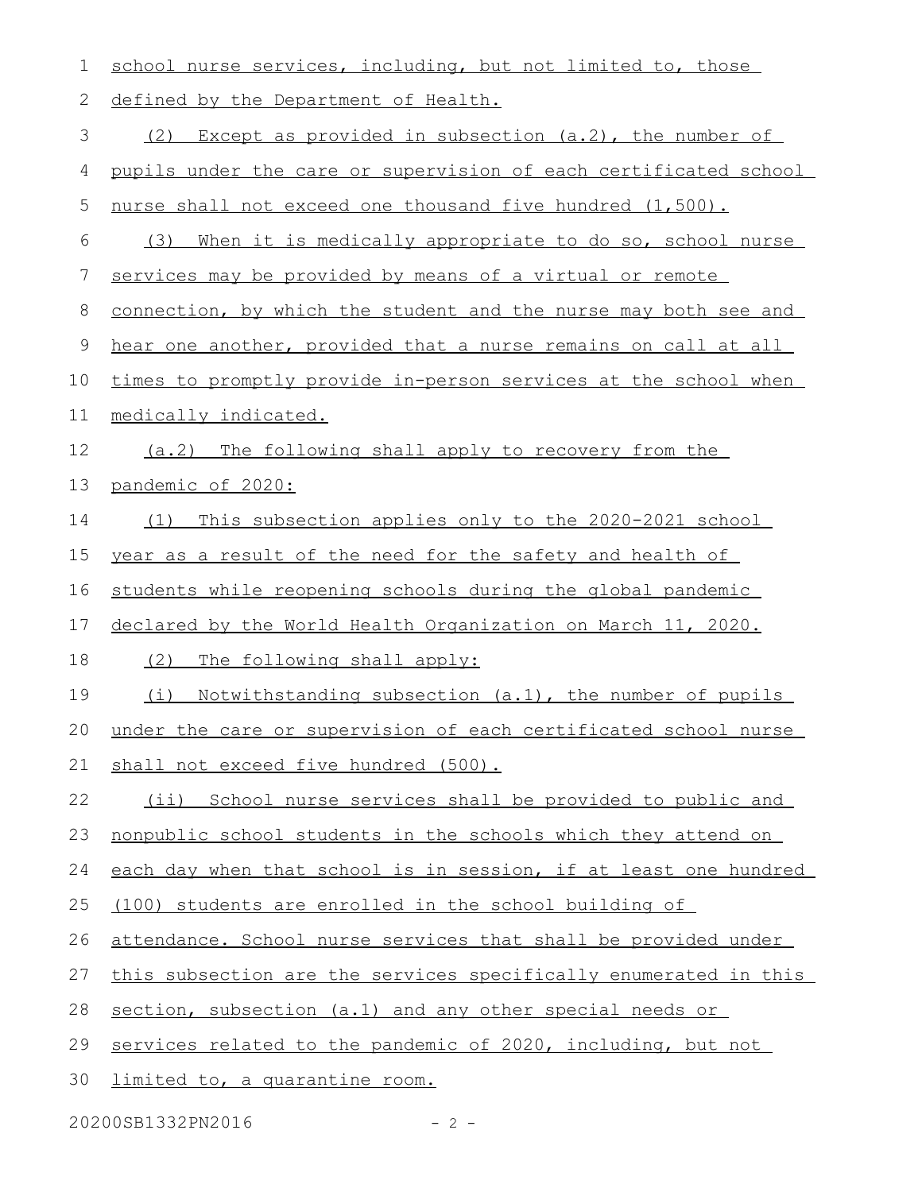school nurse services, including, but not limited to, those defined by the Department of Health.

(2) Except as provided in subsection (a.2), the number of pupils under the care or supervision of each certificated school nurse shall not exceed one thousand five hundred (1,500).

(3) When it is medically appropriate to do so, school nurse services may be provided by means of a virtual or remote connection, by which the student and the nurse may both see and hear one another, provided that a nurse remains on call at all times to promptly provide in-person services at the school when medically indicated.

(a.2) The following shall apply to recovery from the pandemic of 2020:

(1) This subsection applies only to the 2020-2021 school year as a result of the need for the safety and health of students while reopening schools during the global pandemic declared by the World Health Organization on March 11, 2020.

(2) The following shall apply:

(i) Notwithstanding subsection (a.1), the number of pupils under the care or supervision of each certificated school nurse shall not exceed five hundred (500).

(ii) School nurse services shall be provided to public and nonpublic school students in the schools which they attend on each day when that school is in session, if at least one hundred (100) students are enrolled in the school building of attendance. School nurse services that shall be provided under this subsection are the services specifically enumerated in this section, subsection (a.1) and any other special needs or services related to the pandemic of 2020, including, but not limited to, a quarantine room.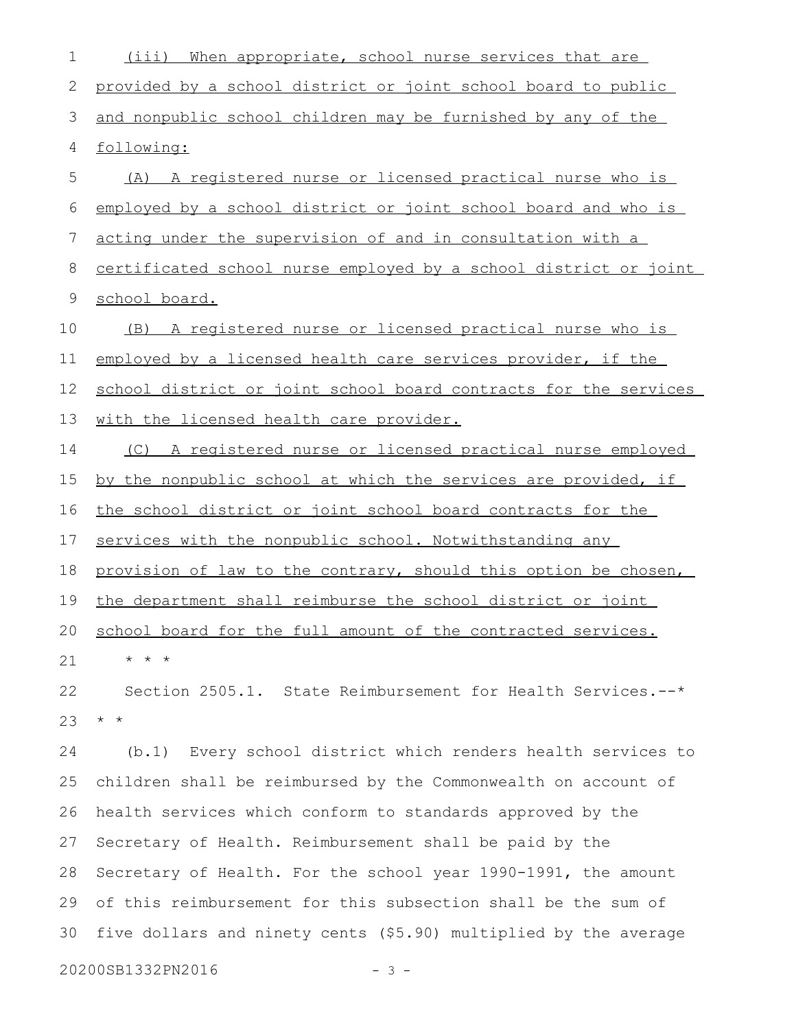(iii) When appropriate, school nurse services that are provided by a school district or joint school board to public and nonpublic school children may be furnished by any of the following:

(A) A registered nurse or licensed practical nurse who is employed by a school district or joint school board and who is acting under the supervision of and in consultation with a certificated school nurse employed by a school district or joint school board.

(B) A registered nurse or licensed practical nurse who is employed by a licensed health care services provider, if the school district or joint school board contracts for the services with the licensed health care provider.

(C) A registered nurse or licensed practical nurse employed by the nonpublic school at which the services are provided, if the school district or joint school board contracts for the services with the nonpublic school. Notwithstanding any provision of law to the contrary, should this option be chosen, the department shall reimburse the school district or joint school board for the full amount of the contracted services.

* * *

Section 2505.1. State Reimbursement for Health Services.--* * *

(b.1) Every school district which renders health services to children shall be reimbursed by the Commonwealth on account of health services which conform to standards approved by the Secretary of Health. Reimbursement shall be paid by the Secretary of Health. For the school year 1990-1991, the amount of this reimbursement for this subsection shall be the sum of five dollars and ninety cents ($5.90) multiplied by the average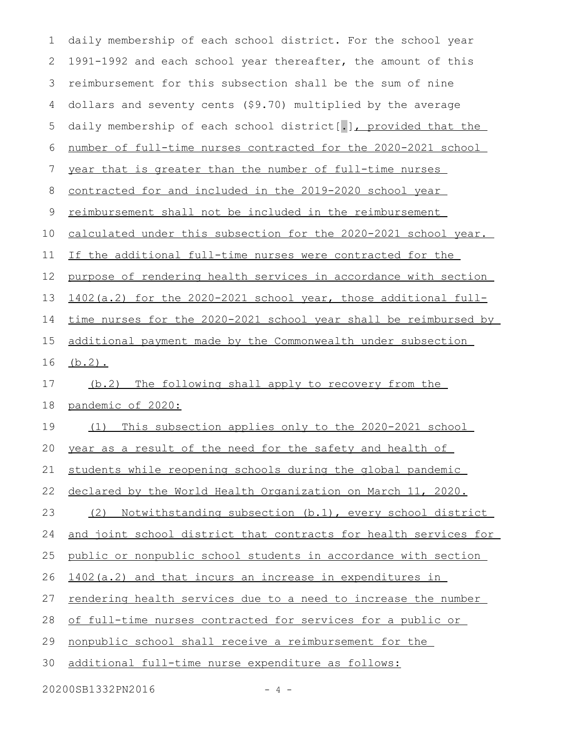daily membership of each school district. For the school year 1991-1992 and each school year thereafter, the amount of this reimbursement for this subsection shall be the sum of nine dollars and seventy cents ($9.70) multiplied by the average daily membership of each school district[.], provided that the number of full-time nurses contracted for the 2020-2021 school year that is greater than the number of full-time nurses contracted for and included in the 2019-2020 school year reimbursement shall not be included in the reimbursement calculated under this subsection for the 2020-2021 school year. If the additional full-time nurses were contracted for the purpose of rendering health services in accordance with section 1402(a.2) for the 2020-2021 school year, those additional full-time nurses for the 2020-2021 school year shall be reimbursed by additional payment made by the Commonwealth under subsection (b.2).

(b.2) The following shall apply to recovery from the pandemic of 2020:

(1) This subsection applies only to the 2020-2021 school year as a result of the need for the safety and health of students while reopening schools during the global pandemic declared by the World Health Organization on March 11, 2020.

(2) Notwithstanding subsection (b.1), every school district and joint school district that contracts for health services for public or nonpublic school students in accordance with section 1402(a.2) and that incurs an increase in expenditures in rendering health services due to a need to increase the number of full-time nurses contracted for services for a public or nonpublic school shall receive a reimbursement for the additional full-time nurse expenditure as follows: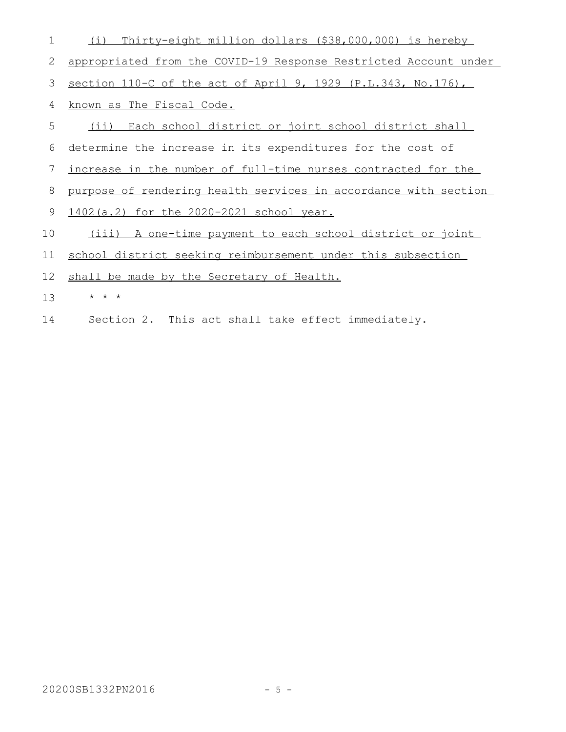(i) Thirty-eight million dollars ($38,000,000) is hereby appropriated from the COVID-19 Response Restricted Account under section 110-C of the act of April 9, 1929 (P.L.343, No.176), known as The Fiscal Code.

(ii) Each school district or joint school district shall determine the increase in its expenditures for the cost of increase in the number of full-time nurses contracted for the purpose of rendering health services in accordance with section 1402(a.2) for the 2020-2021 school year.

(iii) A one-time payment to each school district or joint school district seeking reimbursement under this subsection shall be made by the Secretary of Health.

* * *

Section 2. This act shall take effect immediately.